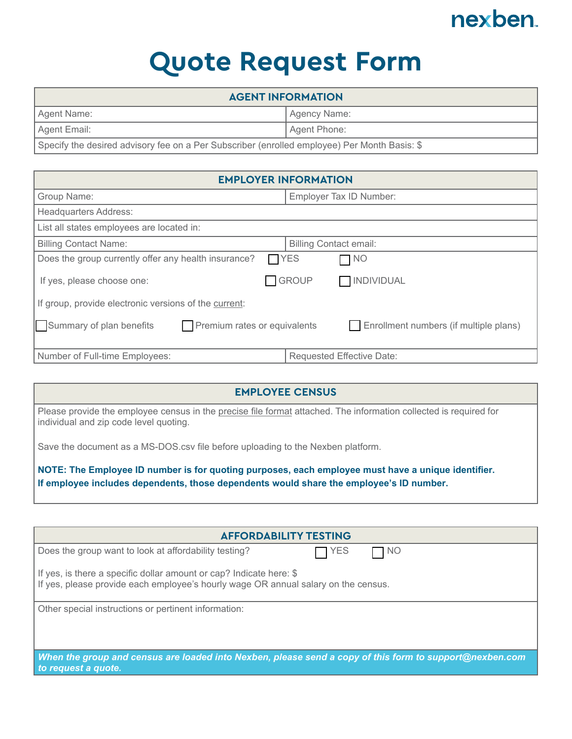nexben™

# Quote Request Form

| AGENT INFORMATION | |
|---|---|
| Agent Name: | Agency Name: |
| Agent Email: | Agent Phone: |
| Specify the desired advisory fee on a Per Subscriber (enrolled employee) Per Month Basis: $ | |

| EMPLOYER INFORMATION | |
|---|---|
| Group Name: | Employer Tax ID Number: |
| Headquarters Address: | |
| List all states employees are located in: | |
| Billing Contact Name: | Billing Contact email: |
| Does the group currently offer any health insurance? ☐ YES ☐ NO<br>If yes, please choose one: ☐ GROUP ☐ INDIVIDUAL<br>If group, provide electronic versions of the current:<br>☐ Summary of plan benefits ☐ Premium rates or equivalents ☐ Enrollment numbers (if multiple plans) | |
| Number of Full-time Employees: | Requested Effective Date: |

## EMPLOYEE CENSUS

Please provide the employee census in the precise file format attached. The information collected is required for individual and zip code level quoting.

Save the document as a MS-DOS.csv file before uploading to the Nexben platform.

**NOTE: The Employee ID number is for quoting purposes, each employee must have a unique identifier. If employee includes dependents, those dependents would share the employee's ID number.**

## AFFORDABILITY TESTING

Does the group want to look at affordability testing? ☐ YES ☐ NO

If yes, is there a specific dollar amount or cap? Indicate here: $
If yes, please provide each employee's hourly wage OR annual salary on the census.

Other special instructions or pertinent information:

***When the group and census are loaded into Nexben, please send a copy of this form to support@nexben.com to request a quote.***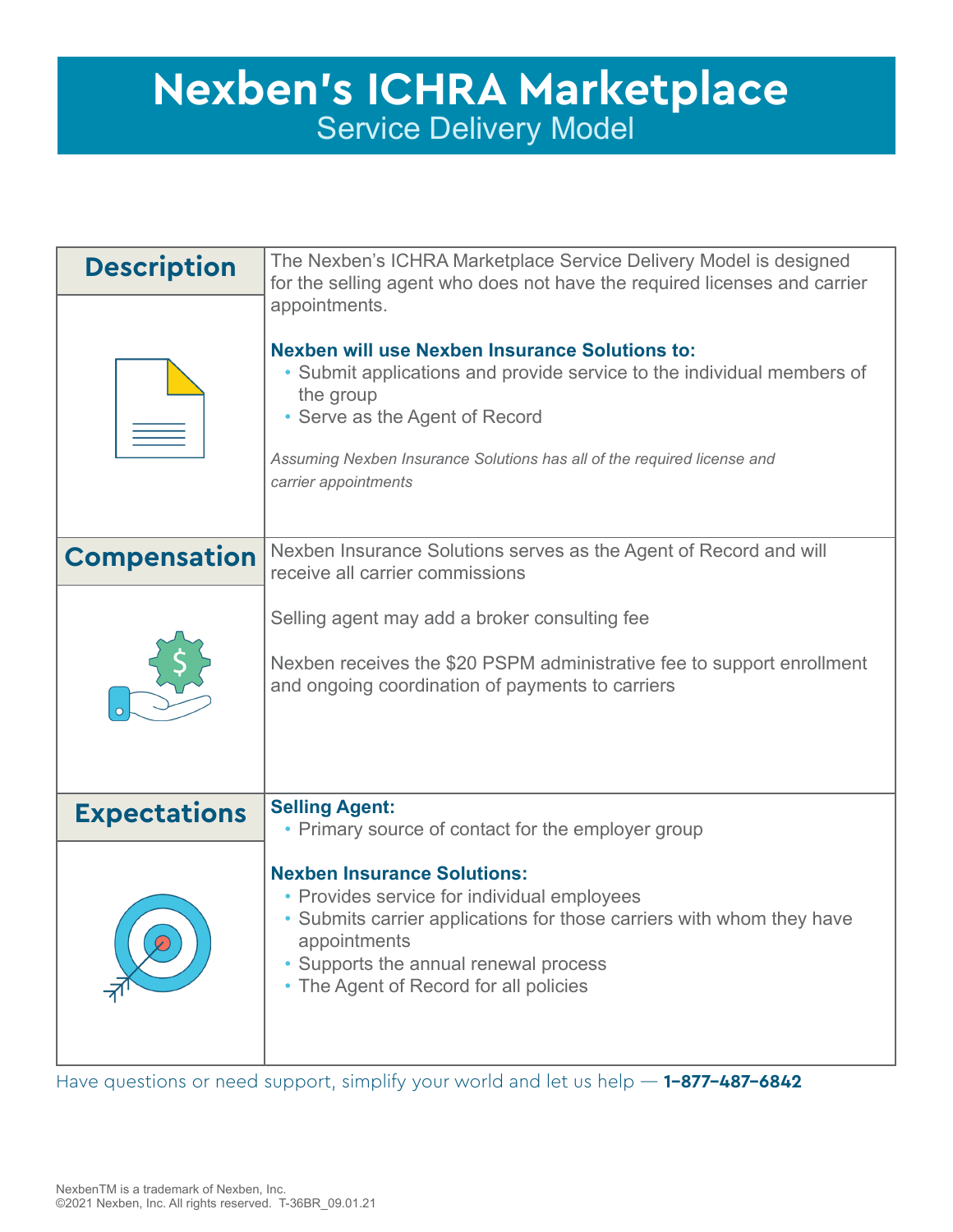# Nexben's ICHRA Marketplace

## Service Delivery Model

| | |
|---|---|
| **Description** | The Nexben's ICHRA Marketplace Service Delivery Model is designed for the selling agent who does not have the required licenses and carrier appointments.<br><br>**Nexben will use Nexben Insurance Solutions to:**<br>• Submit applications and provide service to the individual members of the group<br>• Serve as the Agent of Record<br><br>*Assuming Nexben Insurance Solutions has all of the required license and carrier appointments* |
| **Compensation** | Nexben Insurance Solutions serves as the Agent of Record and will receive all carrier commissions<br><br>Selling agent may add a broker consulting fee<br><br>Nexben receives the $20 PSPM administrative fee to support enrollment and ongoing coordination of payments to carriers |
| **Expectations** | **Selling Agent:**<br>• Primary source of contact for the employer group<br><br>**Nexben Insurance Solutions:**<br>• Provides service for individual employees<br>• Submits carrier applications for those carriers with whom they have appointments<br>• Supports the annual renewal process<br>• The Agent of Record for all policies |

Have questions or need support, simplify your world and let us help — **1-877-487-6842**

NexbenTM is a trademark of Nexben, Inc.
©2021 Nexben, Inc. All rights reserved. T-36BR_09.01.21